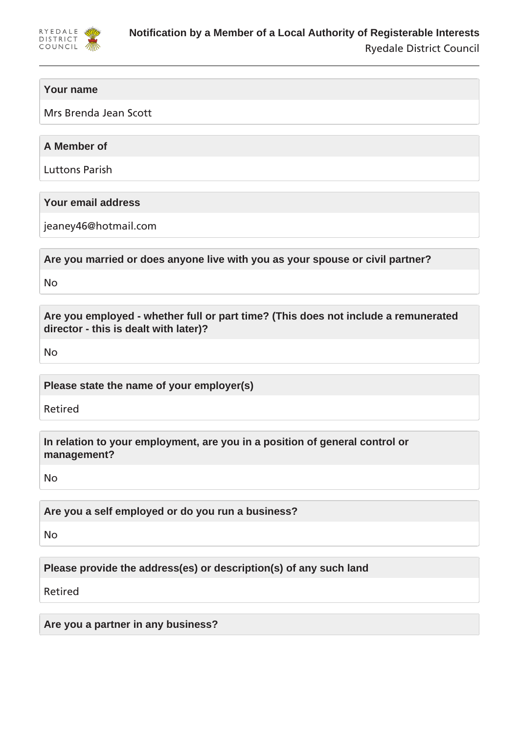RYEDALE DISTRICT COUNCIL

# Notification by a Member of a Local Authority of Registerable Interests

Ryedale District Council

**Your name**

Mrs Brenda Jean Scott

**A Member of**

Luttons Parish

**Your email address**

jeaney46@hotmail.com

**Are you married or does anyone live with you as your spouse or civil partner?**

No

**Are you employed - whether full or part time? (This does not include a remunerated director - this is dealt with later)?**

No

**Please state the name of your employer(s)**

Retired

**In relation to your employment, are you in a position of general control or management?**

No

**Are you a self employed or do you run a business?**

No

**Please provide the address(es) or description(s) of any such land**

Retired

**Are you a partner in any business?**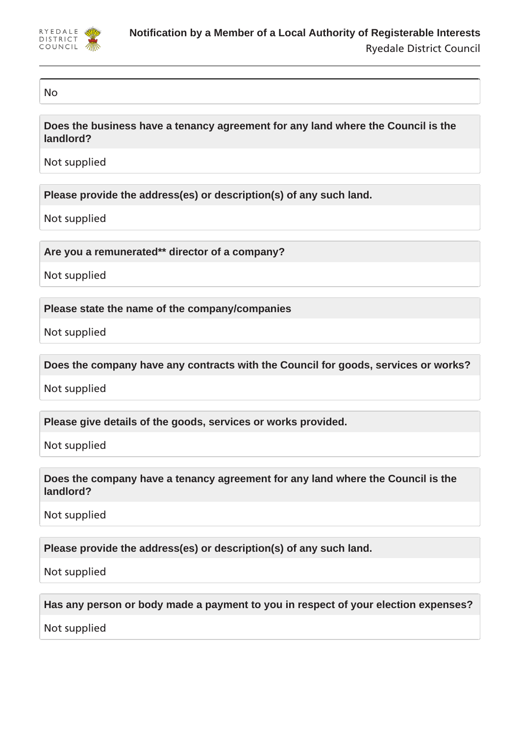No

**Does the business have a tenancy agreement for any land where the Council is the landlord?**

Not supplied

**Please provide the address(es) or description(s) of any such land.**

Not supplied

**Are you a remunerated** director of a company?**

Not supplied

**Please state the name of the company/companies**

Not supplied

**Does the company have any contracts with the Council for goods, services or works?**

Not supplied

**Please give details of the goods, services or works provided.**

Not supplied

**Does the company have a tenancy agreement for any land where the Council is the landlord?**

Not supplied

**Please provide the address(es) or description(s) of any such land.**

Not supplied

**Has any person or body made a payment to you in respect of your election expenses?**

Not supplied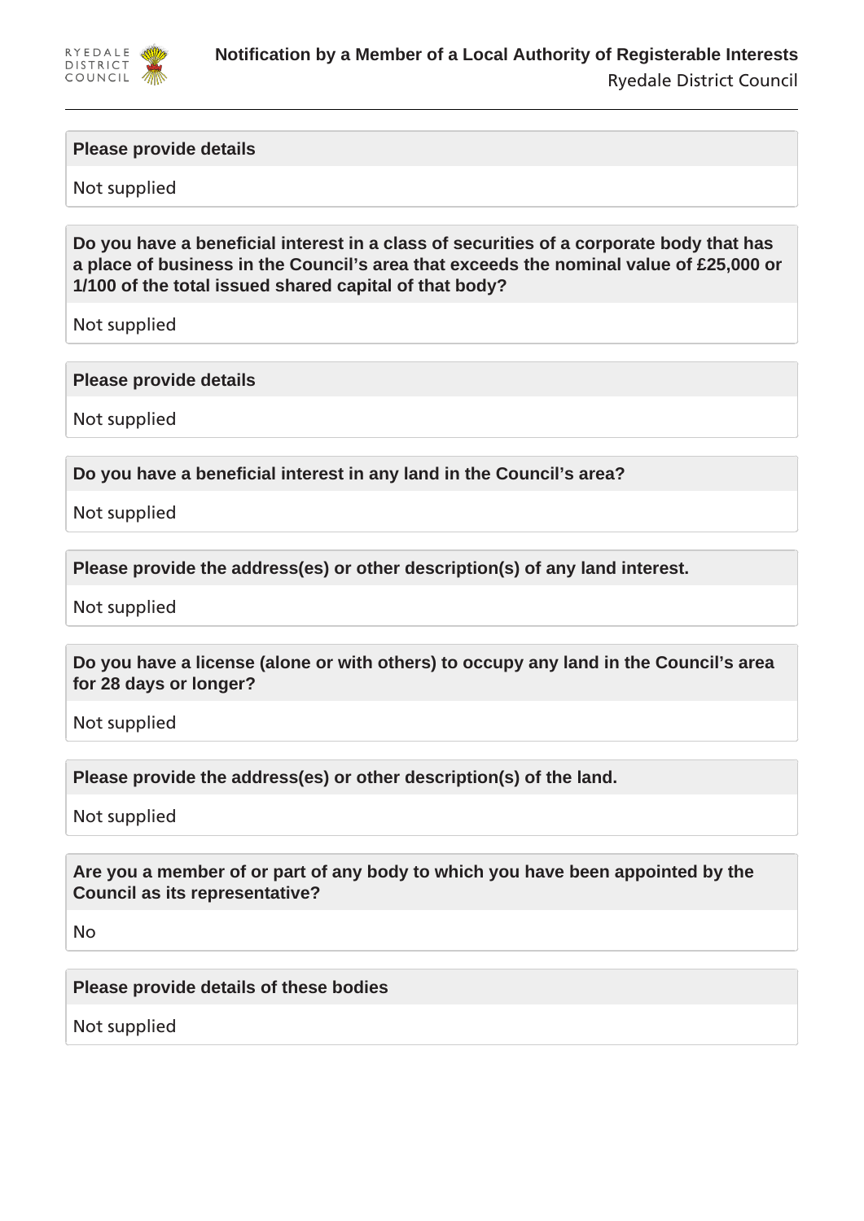**Please provide details**

Not supplied

**Do you have a beneficial interest in a class of securities of a corporate body that has a place of business in the Council's area that exceeds the nominal value of £25,000 or 1/100 of the total issued shared capital of that body?**

Not supplied

**Please provide details**

Not supplied

**Do you have a beneficial interest in any land in the Council's area?**

Not supplied

**Please provide the address(es) or other description(s) of any land interest.**

Not supplied

**Do you have a license (alone or with others) to occupy any land in the Council's area for 28 days or longer?**

Not supplied

**Please provide the address(es) or other description(s) of the land.**

Not supplied

**Are you a member of or part of any body to which you have been appointed by the Council as its representative?**

No

**Please provide details of these bodies**

Not supplied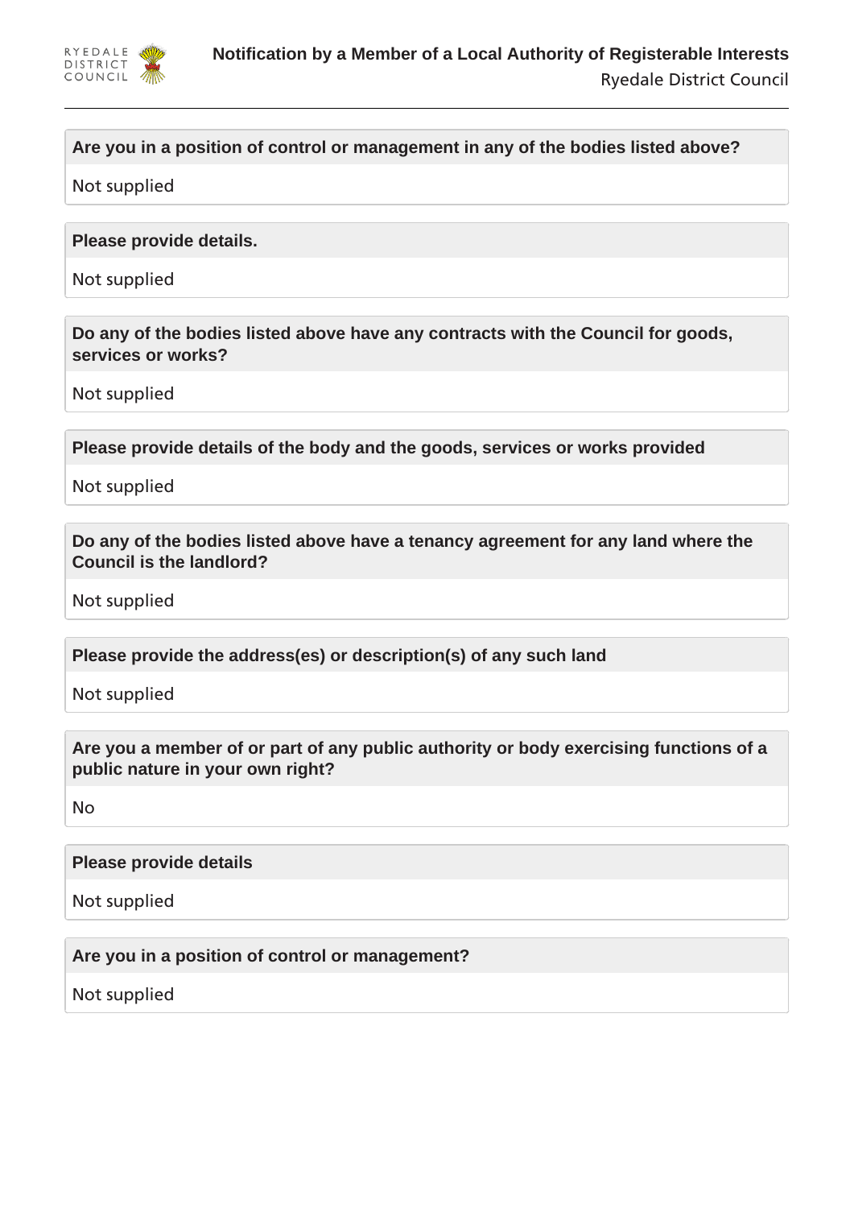**Are you in a position of control or management in any of the bodies listed above?**

Not supplied

**Please provide details.**

Not supplied

**Do any of the bodies listed above have any contracts with the Council for goods, services or works?**

Not supplied

**Please provide details of the body and the goods, services or works provided**

Not supplied

**Do any of the bodies listed above have a tenancy agreement for any land where the Council is the landlord?**

Not supplied

**Please provide the address(es) or description(s) of any such land**

Not supplied

**Are you a member of or part of any public authority or body exercising functions of a public nature in your own right?**

No

**Please provide details**

Not supplied

**Are you in a position of control or management?**

Not supplied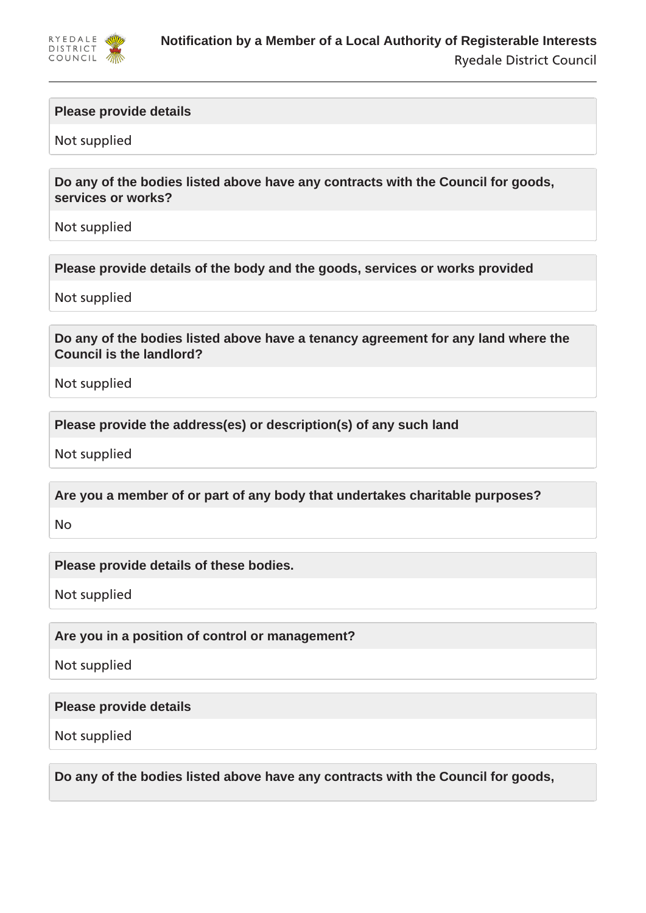**Please provide details**

Not supplied

**Do any of the bodies listed above have any contracts with the Council for goods, services or works?**

Not supplied

**Please provide details of the body and the goods, services or works provided**

Not supplied

**Do any of the bodies listed above have a tenancy agreement for any land where the Council is the landlord?**

Not supplied

**Please provide the address(es) or description(s) of any such land**

Not supplied

**Are you a member of or part of any body that undertakes charitable purposes?**

No

**Please provide details of these bodies.**

Not supplied

**Are you in a position of control or management?**

Not supplied

**Please provide details**

Not supplied

**Do any of the bodies listed above have any contracts with the Council for goods,**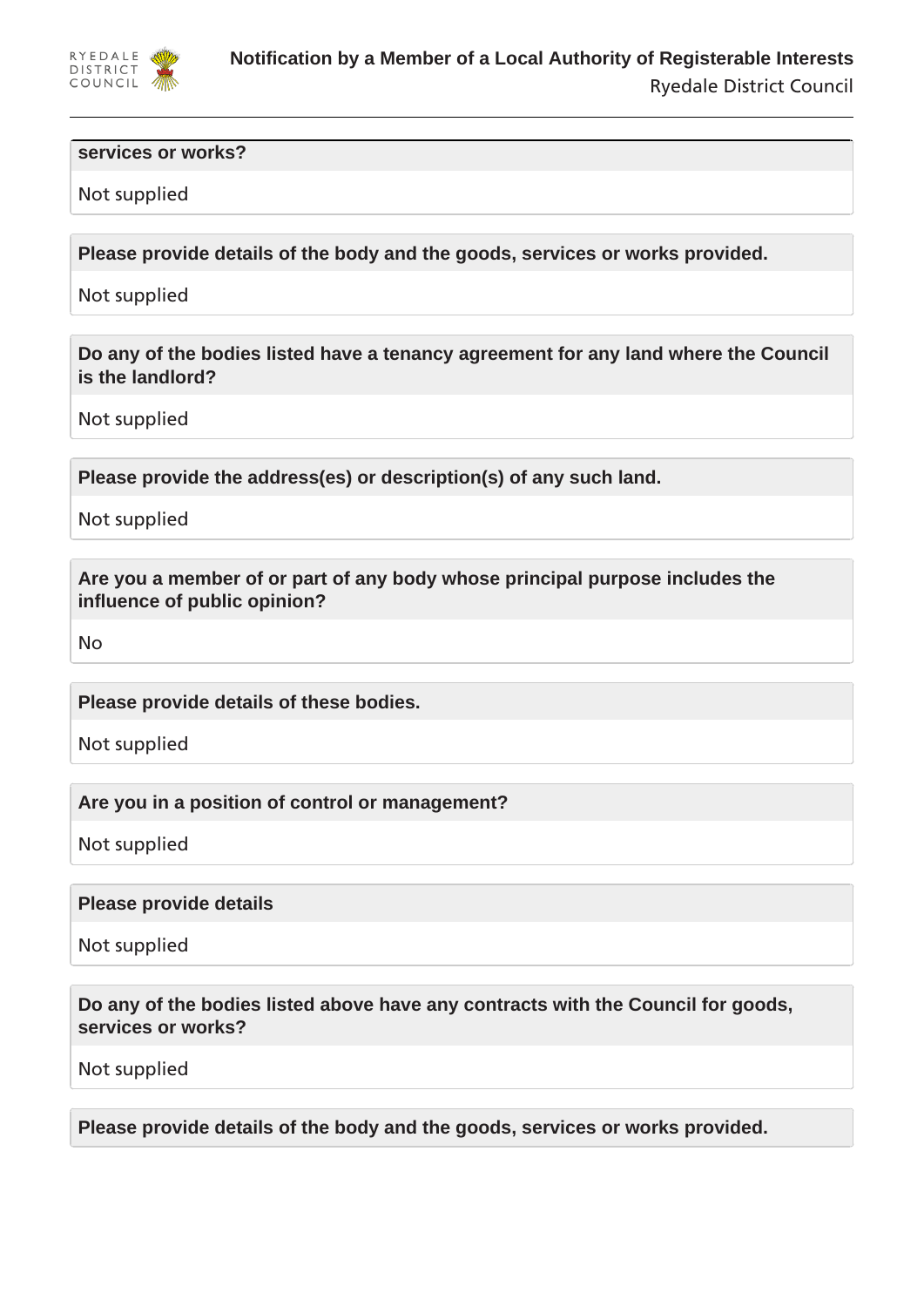**services or works?**

Not supplied

**Please provide details of the body and the goods, services or works provided.**

Not supplied

**Do any of the bodies listed have a tenancy agreement for any land where the Council is the landlord?**

Not supplied

**Please provide the address(es) or description(s) of any such land.**

Not supplied

**Are you a member of or part of any body whose principal purpose includes the influence of public opinion?**

No

**Please provide details of these bodies.**

Not supplied

**Are you in a position of control or management?**

Not supplied

**Please provide details**

Not supplied

**Do any of the bodies listed above have any contracts with the Council for goods, services or works?**

Not supplied

**Please provide details of the body and the goods, services or works provided.**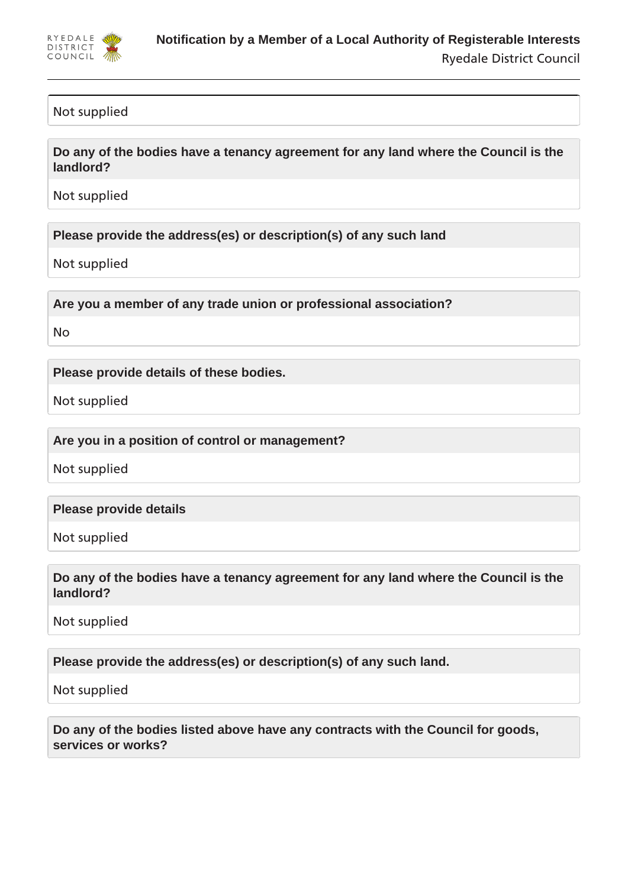Not supplied

**Do any of the bodies have a tenancy agreement for any land where the Council is the landlord?**

Not supplied

**Please provide the address(es) or description(s) of any such land**

Not supplied

**Are you a member of any trade union or professional association?**

No

**Please provide details of these bodies.**

Not supplied

**Are you in a position of control or management?**

Not supplied

**Please provide details**

Not supplied

**Do any of the bodies have a tenancy agreement for any land where the Council is the landlord?**

Not supplied

**Please provide the address(es) or description(s) of any such land.**

Not supplied

**Do any of the bodies listed above have any contracts with the Council for goods, services or works?**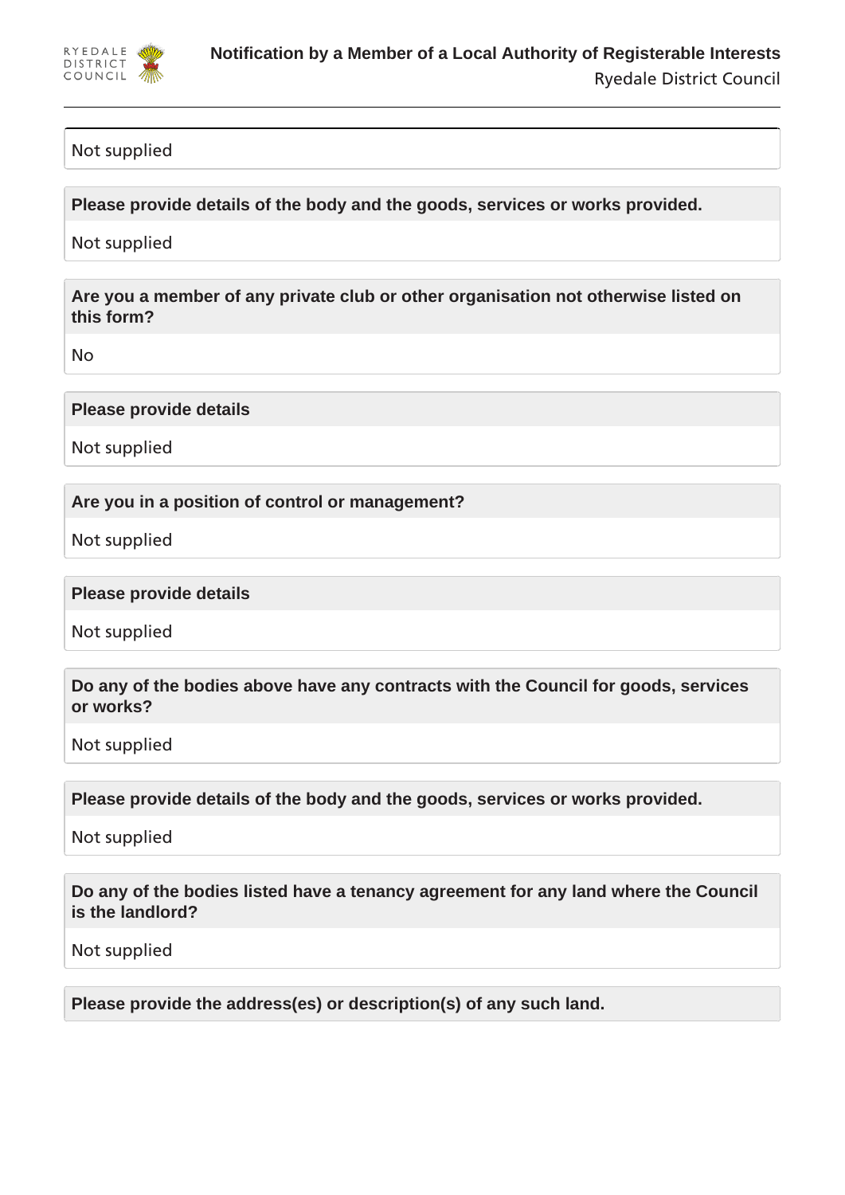Not supplied

**Please provide details of the body and the goods, services or works provided.**

Not supplied

**Are you a member of any private club or other organisation not otherwise listed on this form?**

No

**Please provide details**

Not supplied

**Are you in a position of control or management?**

Not supplied

**Please provide details**

Not supplied

**Do any of the bodies above have any contracts with the Council for goods, services or works?**

Not supplied

**Please provide details of the body and the goods, services or works provided.**

Not supplied

**Do any of the bodies listed have a tenancy agreement for any land where the Council is the landlord?**

Not supplied

**Please provide the address(es) or description(s) of any such land.**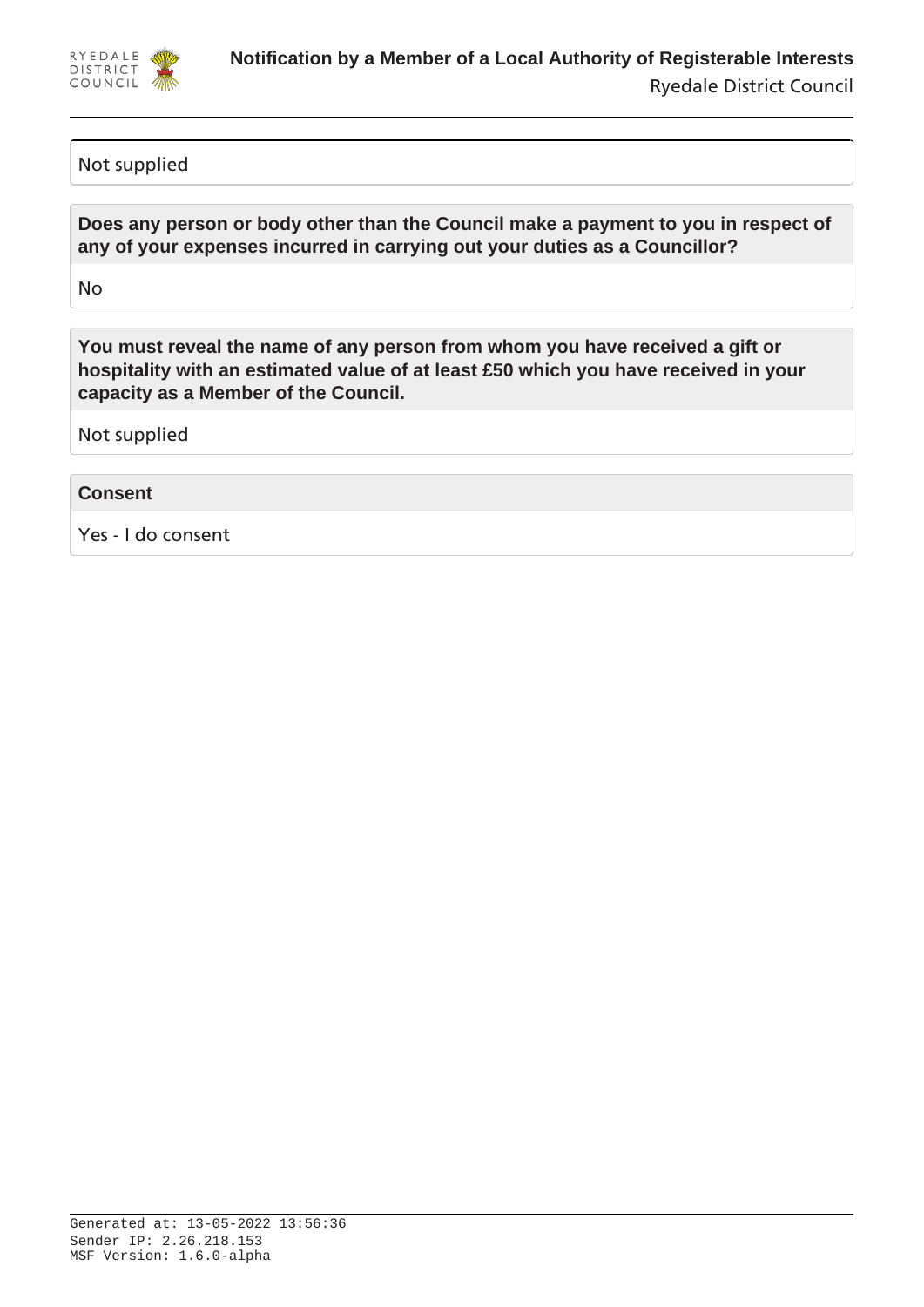Not supplied

**Does any person or body other than the Council make a payment to you in respect of any of your expenses incurred in carrying out your duties as a Councillor?**

No

**You must reveal the name of any person from whom you have received a gift or hospitality with an estimated value of at least £50 which you have received in your capacity as a Member of the Council.**

Not supplied

**Consent**

Yes - I do consent

```
Generated at: 13-05-2022 13:56:36
Sender IP: 2.26.218.153
MSF Version: 1.6.0-alpha
```